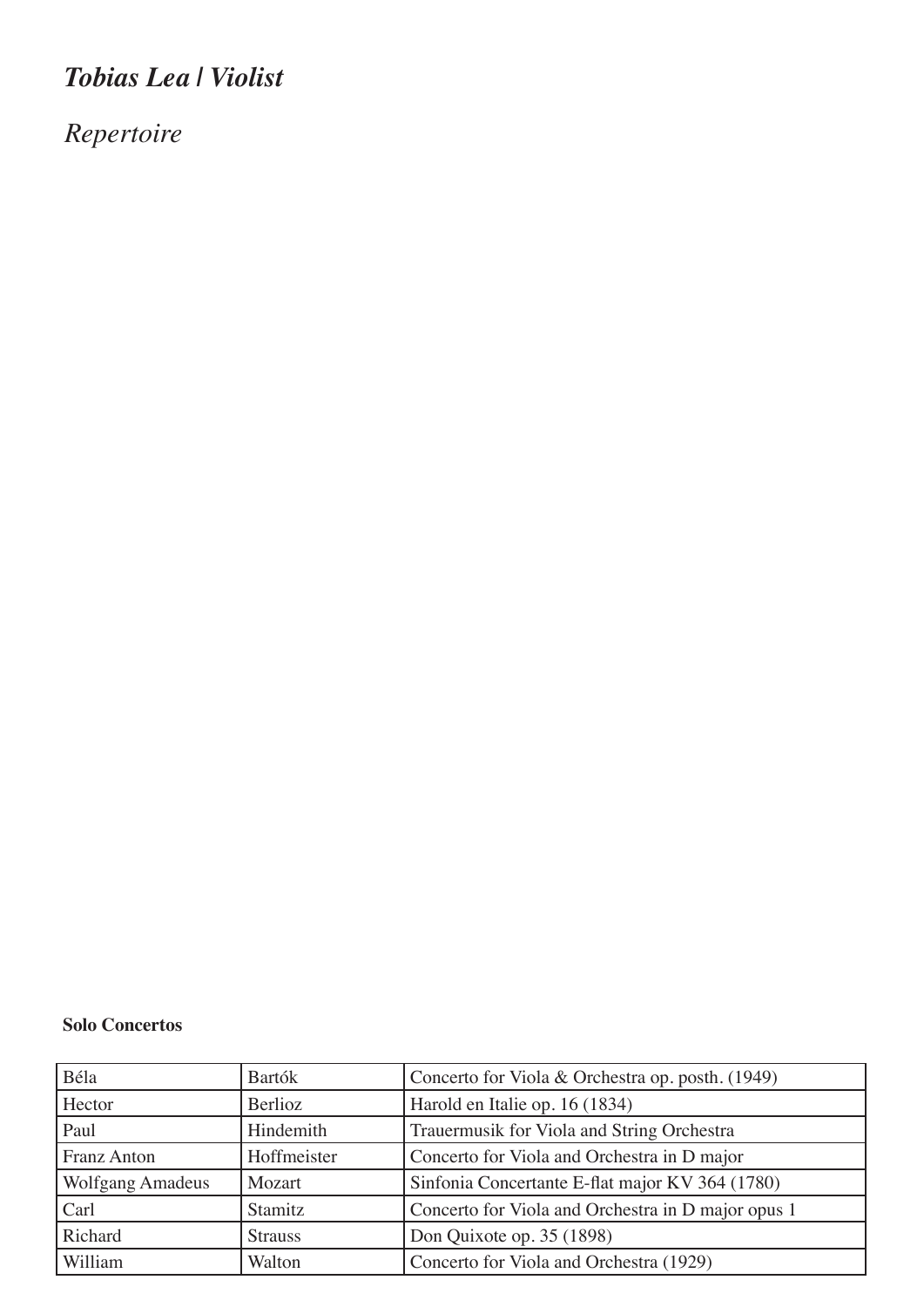# *Tobias Lea | Violist*

## *Repertoire*

**Solo Concertos**

| Béla | Bartók | Concerto for Viola & Orchestra op. posth. (1949) |
|---|---|---|
| Hector | Berlioz | Harold en Italie op. 16 (1834) |
| Paul | Hindemith | Trauermusik for Viola and String Orchestra |
| Franz Anton | Hoffmeister | Concerto for Viola and Orchestra in D major |
| Wolfgang Amadeus | Mozart | Sinfonia Concertante E-flat major KV 364 (1780) |
| Carl | Stamitz | Concerto for Viola and Orchestra in D major opus 1 |
| Richard | Strauss | Don Quixote op. 35 (1898) |
| William | Walton | Concerto for Viola and Orchestra (1929) |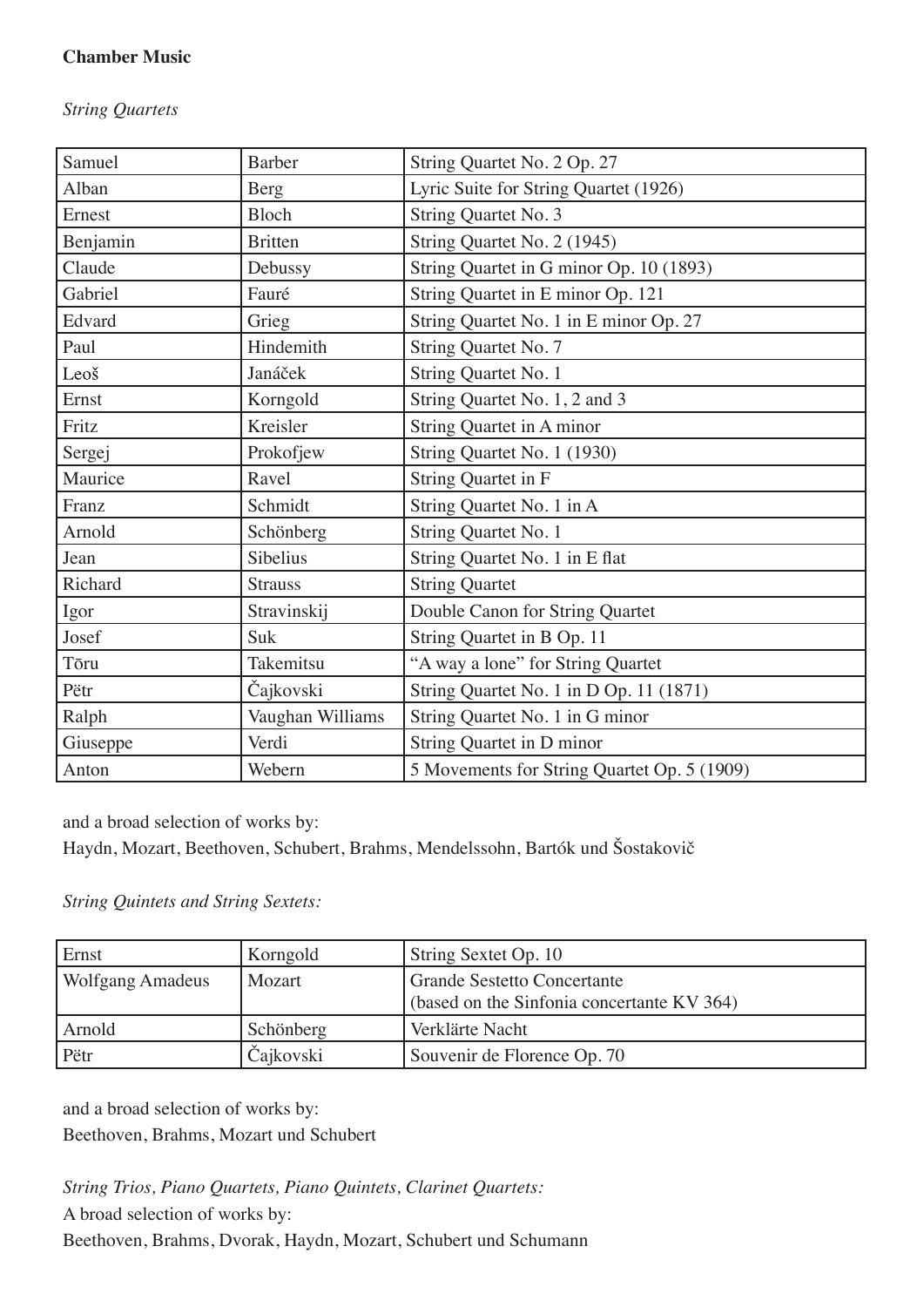**Chamber Music**

*String Quartets*

| | | |
|---|---|---|
| Samuel | Barber | String Quartet No. 2 Op. 27 |
| Alban | Berg | Lyric Suite for String Quartet (1926) |
| Ernest | Bloch | String Quartet No. 3 |
| Benjamin | Britten | String Quartet No. 2 (1945) |
| Claude | Debussy | String Quartet in G minor Op. 10 (1893) |
| Gabriel | Fauré | String Quartet in E minor Op. 121 |
| Edvard | Grieg | String Quartet No. 1 in E minor Op. 27 |
| Paul | Hindemith | String Quartet No. 7 |
| Leoš | Janáček | String Quartet No. 1 |
| Ernst | Korngold | String Quartet No. 1, 2 and 3 |
| Fritz | Kreisler | String Quartet in A minor |
| Sergej | Prokofjew | String Quartet No. 1 (1930) |
| Maurice | Ravel | String Quartet in F |
| Franz | Schmidt | String Quartet No. 1 in A |
| Arnold | Schönberg | String Quartet No. 1 |
| Jean | Sibelius | String Quartet No. 1 in E flat |
| Richard | Strauss | String Quartet |
| Igor | Stravinskij | Double Canon for String Quartet |
| Josef | Suk | String Quartet in B Op. 11 |
| Tōru | Takemitsu | "A way a lone" for String Quartet |
| Pëtr | Čajkovski | String Quartet No. 1 in D Op. 11 (1871) |
| Ralph | Vaughan Williams | String Quartet No. 1 in G minor |
| Giuseppe | Verdi | String Quartet in D minor |
| Anton | Webern | 5 Movements for String Quartet Op. 5 (1909) |

and a broad selection of works by:
Haydn, Mozart, Beethoven, Schubert, Brahms, Mendelssohn, Bartók und Šostakovič

*String Quintets and String Sextets:*

| | | |
|---|---|---|
| Ernst | Korngold | String Sextet Op. 10 |
| Wolfgang Amadeus | Mozart | Grande Sestetto Concertante (based on the Sinfonia concertante KV 364) |
| Arnold | Schönberg | Verklärte Nacht |
| Pëtr | Čajkovski | Souvenir de Florence Op. 70 |

and a broad selection of works by:
Beethoven, Brahms, Mozart und Schubert

*String Trios, Piano Quartets, Piano Quintets, Clarinet Quartets:*
A broad selection of works by:
Beethoven, Brahms, Dvorak, Haydn, Mozart, Schubert und Schumann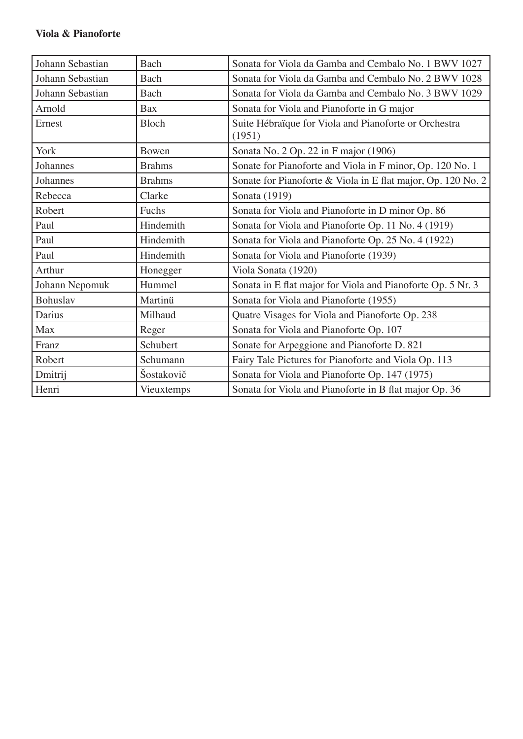**Viola & Pianoforte**

| | | |
|---|---|---|
| Johann Sebastian | Bach | Sonata for Viola da Gamba and Cembalo No. 1 BWV 1027 |
| Johann Sebastian | Bach | Sonata for Viola da Gamba and Cembalo No. 2 BWV 1028 |
| Johann Sebastian | Bach | Sonata for Viola da Gamba and Cembalo No. 3 BWV 1029 |
| Arnold | Bax | Sonata for Viola and Pianoforte in G major |
| Ernest | Bloch | Suite Hébraïque for Viola and Pianoforte or Orchestra (1951) |
| York | Bowen | Sonata No. 2 Op. 22 in F major (1906) |
| Johannes | Brahms | Sonate for Pianoforte and Viola in F minor, Op. 120 No. 1 |
| Johannes | Brahms | Sonate for Pianoforte & Viola in E flat major, Op. 120 No. 2 |
| Rebecca | Clarke | Sonata (1919) |
| Robert | Fuchs | Sonata for Viola and Pianoforte in D minor Op. 86 |
| Paul | Hindemith | Sonata for Viola and Pianoforte Op. 11 No. 4 (1919) |
| Paul | Hindemith | Sonata for Viola and Pianoforte Op. 25 No. 4 (1922) |
| Paul | Hindemith | Sonata for Viola and Pianoforte (1939) |
| Arthur | Honegger | Viola Sonata (1920) |
| Johann Nepomuk | Hummel | Sonata in E flat major for Viola and Pianoforte Op. 5 Nr. 3 |
| Bohuslav | Martinü | Sonata for Viola and Pianoforte (1955) |
| Darius | Milhaud | Quatre Visages for Viola and Pianoforte Op. 238 |
| Max | Reger | Sonata for Viola and Pianoforte Op. 107 |
| Franz | Schubert | Sonate for Arpeggione and Pianoforte D. 821 |
| Robert | Schumann | Fairy Tale Pictures for Pianoforte and Viola Op. 113 |
| Dmitrij | Šostakovič | Sonata for Viola and Pianoforte Op. 147 (1975) |
| Henri | Vieuxtemps | Sonata for Viola and Pianoforte in B flat major Op. 36 |